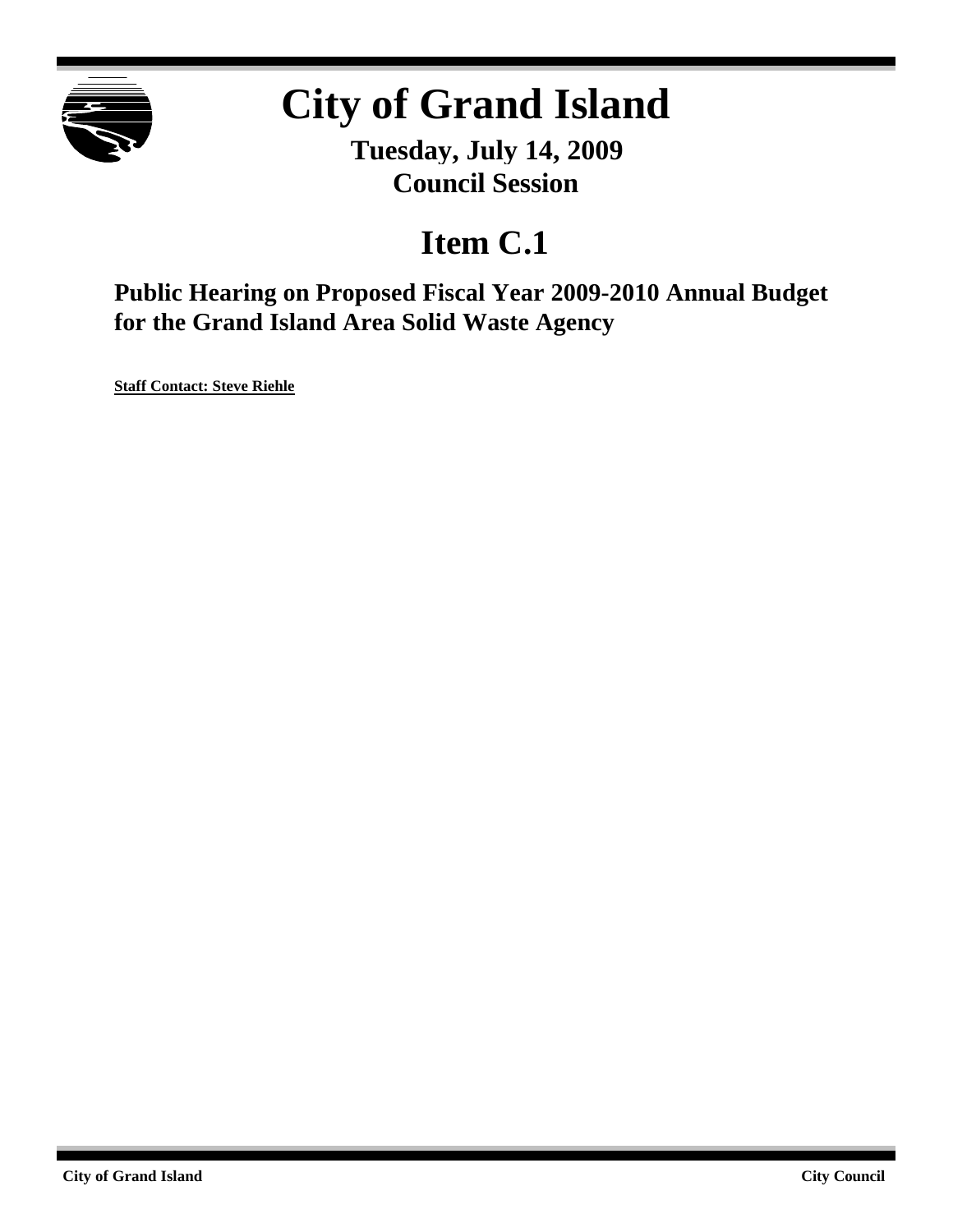# City of Grand Island

**Tuesday, July 14, 2009**
**Council Session**

## Item C.1

### Public Hearing on Proposed Fiscal Year 2009-2010 Annual Budget for the Grand Island Area Solid Waste Agency

**Staff Contact: Steve Riehle**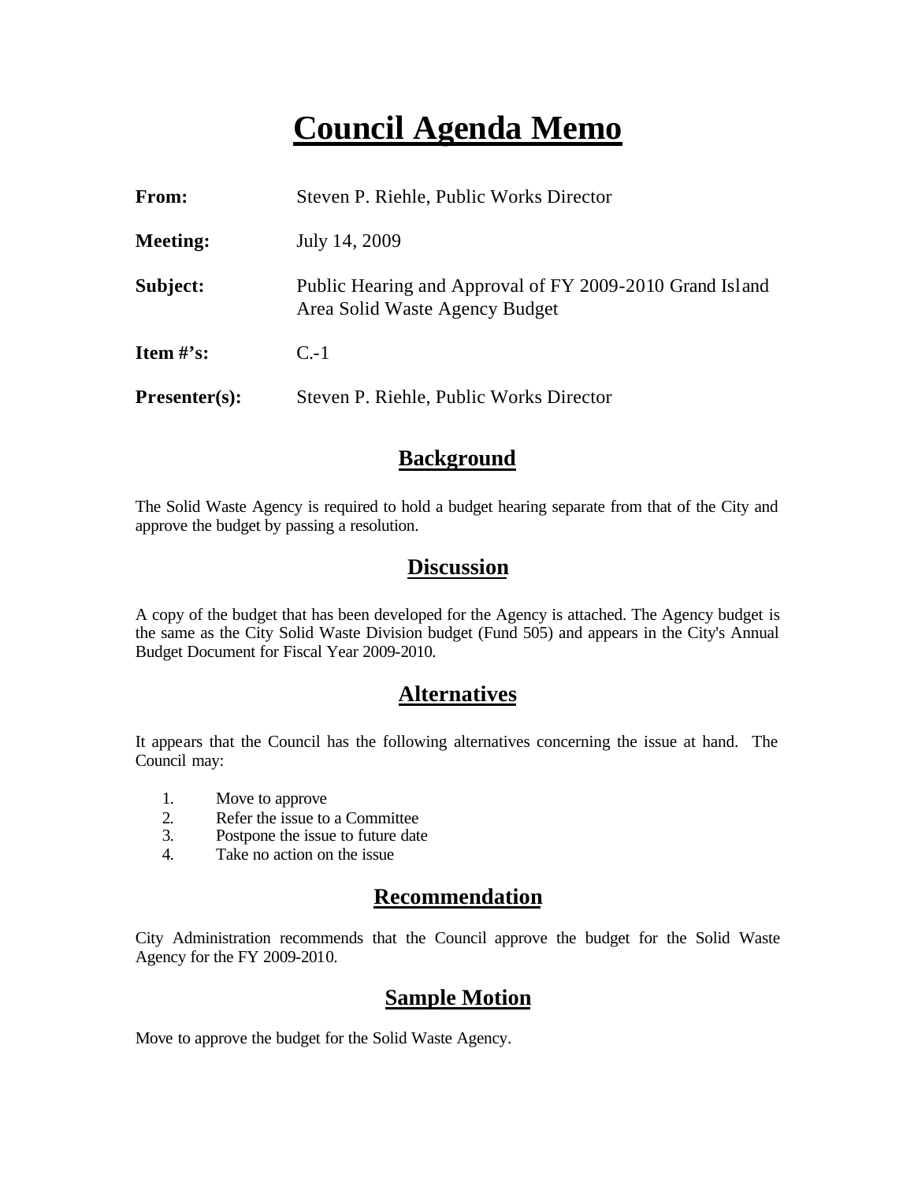# Council Agenda Memo

| | |
|---|---|
| **From:** | Steven P. Riehle, Public Works Director |
| **Meeting:** | July 14, 2009 |
| **Subject:** | Public Hearing and Approval of FY 2009-2010 Grand Island Area Solid Waste Agency Budget |
| **Item #'s:** | C.-1 |
| **Presenter(s):** | Steven P. Riehle, Public Works Director |

## Background

The Solid Waste Agency is required to hold a budget hearing separate from that of the City and approve the budget by passing a resolution.

## Discussion

A copy of the budget that has been developed for the Agency is attached. The Agency budget is the same as the City Solid Waste Division budget (Fund 505) and appears in the City's Annual Budget Document for Fiscal Year 2009-2010.

## Alternatives

It appears that the Council has the following alternatives concerning the issue at hand. The Council may:

1. Move to approve
2. Refer the issue to a Committee
3. Postpone the issue to future date
4. Take no action on the issue

## Recommendation

City Administration recommends that the Council approve the budget for the Solid Waste Agency for the FY 2009-2010.

## Sample Motion

Move to approve the budget for the Solid Waste Agency.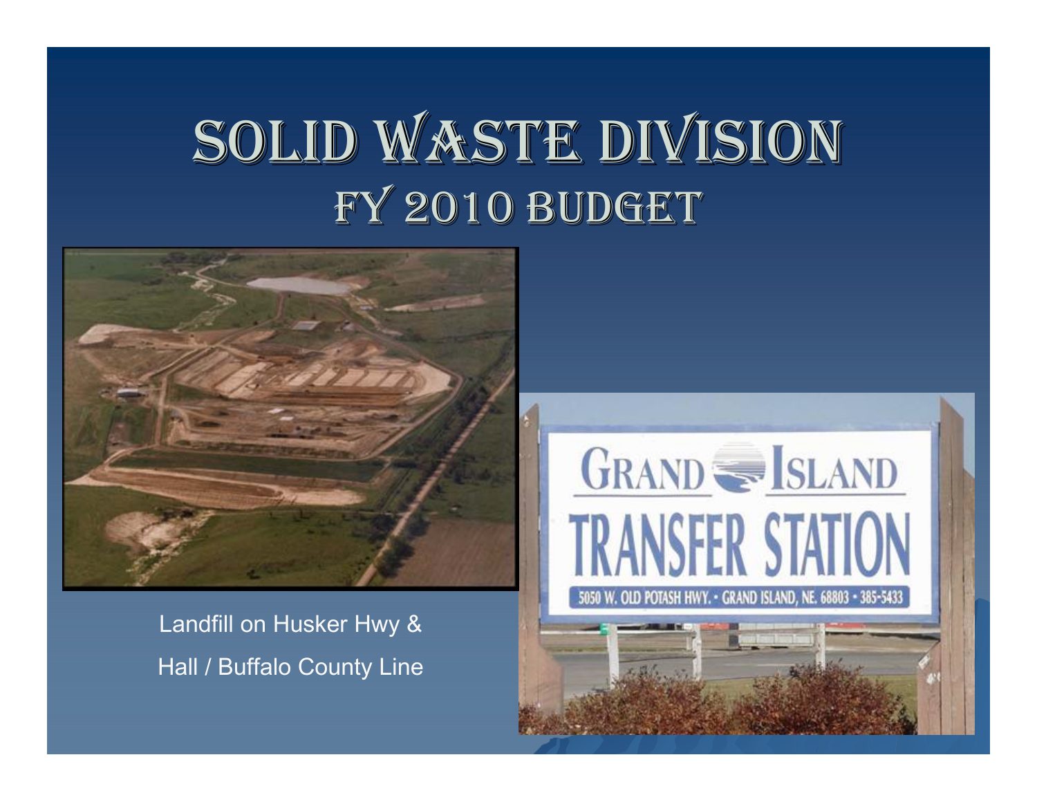# Solid Waste Division
## FY 2010 Budget

Landfill on Husker Hwy &
Hall / Buffalo County Line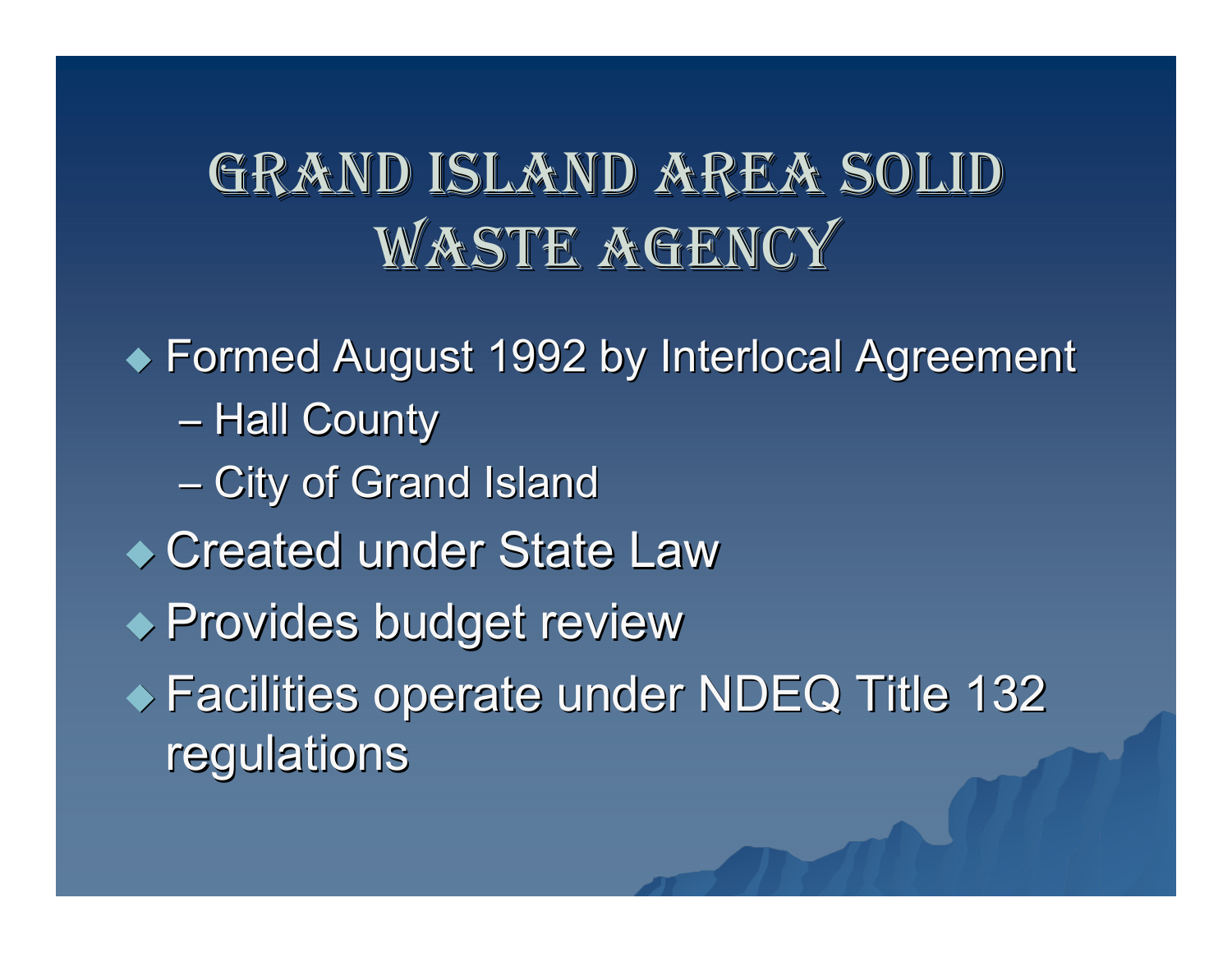# Grand Island Area Solid Waste Agency

- Formed August 1992 by Interlocal Agreement
  - Hall County
  - City of Grand Island
- Created under State Law
- Provides budget review
- Facilities operate under NDEQ Title 132 regulations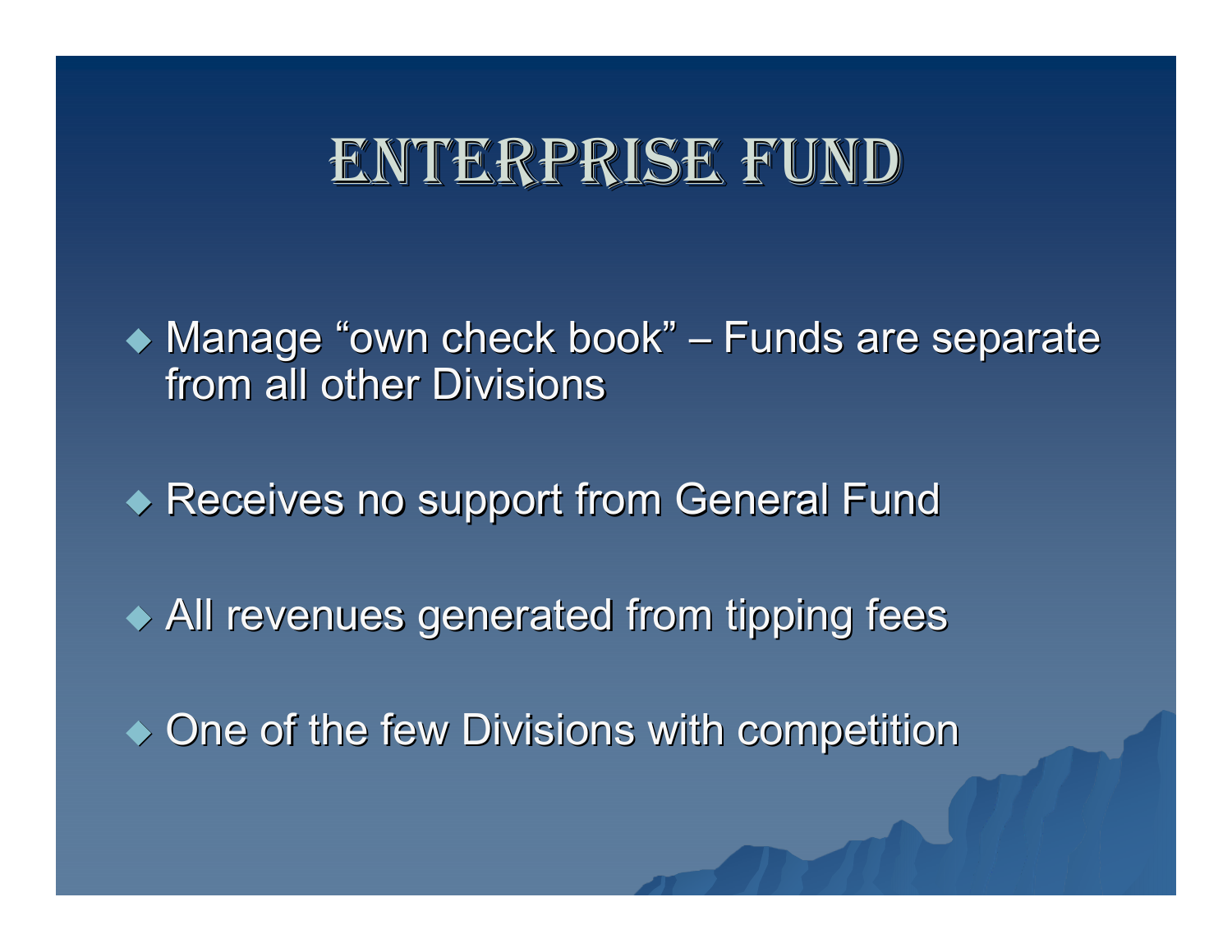# Enterprise Fund

- Manage "own check book" – Funds are separate from all other Divisions
- Receives no support from General Fund
- All revenues generated from tipping fees
- One of the few Divisions with competition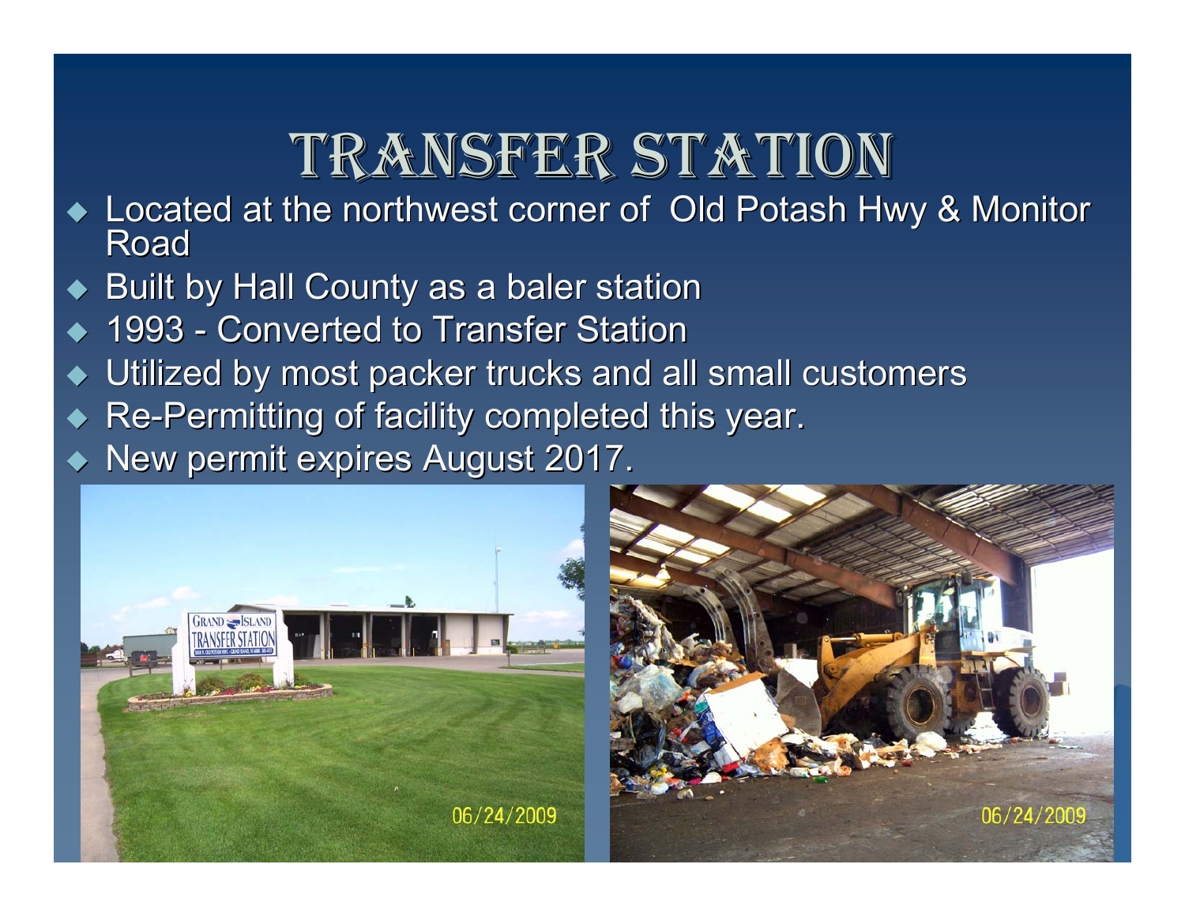# Transfer Station

- Located at the northwest corner of Old Potash Hwy & Monitor Road
- Built by Hall County as a baler station
- 1993 - Converted to Transfer Station
- Utilized by most packer trucks and all small customers
- Re-Permitting of facility completed this year.
- New permit expires August 2017.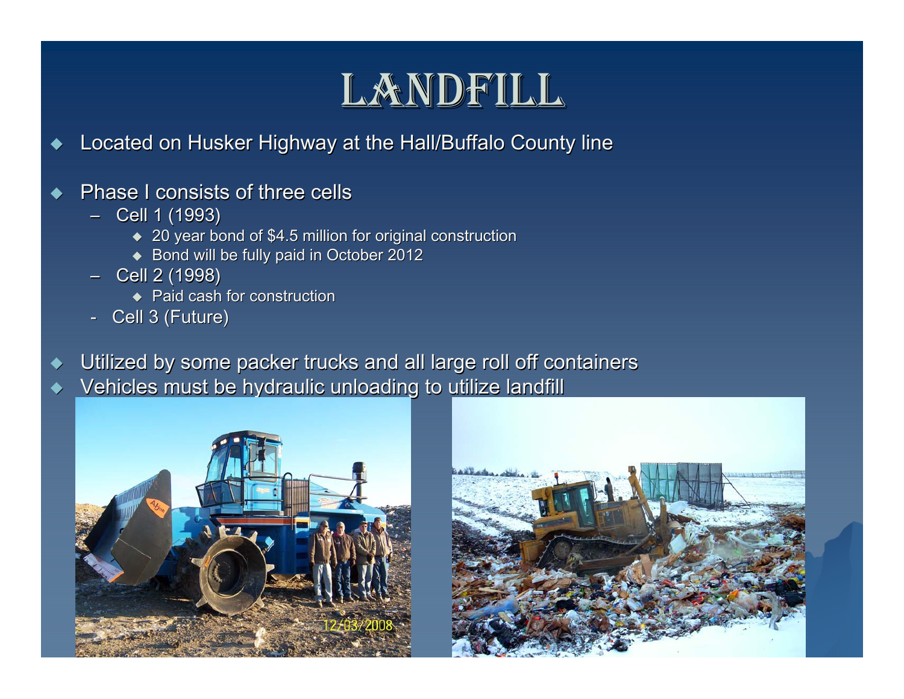# LANDFILL

- Located on Husker Highway at the Hall/Buffalo County line
- Phase I consists of three cells
  - Cell 1 (1993)
    - 20 year bond of $4.5 million for original construction
    - Bond will be fully paid in October 2012
  - Cell 2 (1998)
    - Paid cash for construction
  - Cell 3 (Future)
- Utilized by some packer trucks and all large roll off containers
- Vehicles must be hydraulic unloading to utilize landfill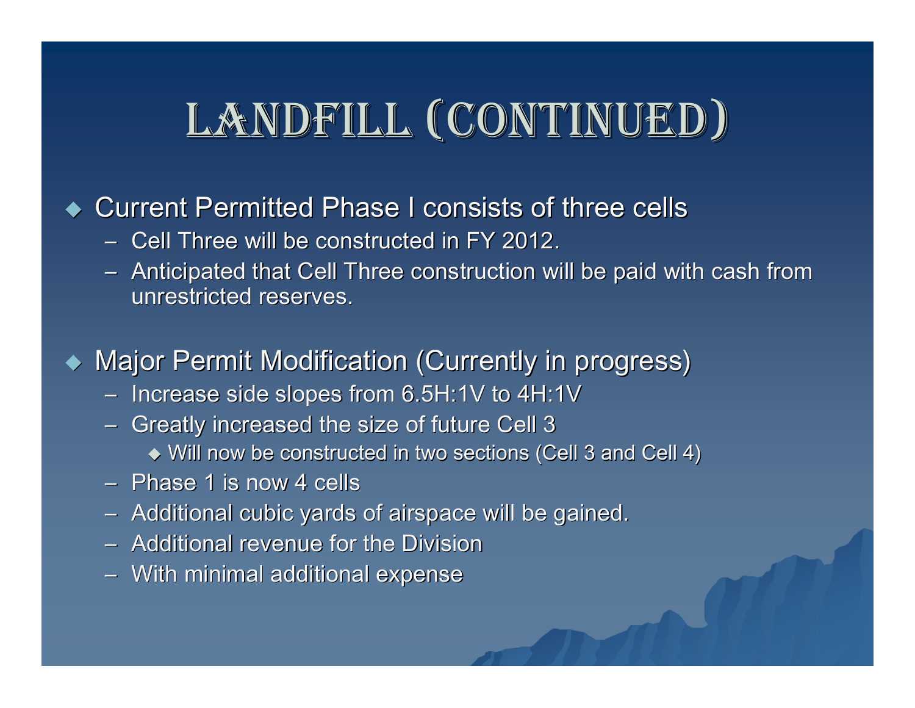# Landfill (Continued)

- Current Permitted Phase I consists of three cells
  - Cell Three will be constructed in FY 2012.
  - Anticipated that Cell Three construction will be paid with cash from unrestricted reserves.

- Major Permit Modification (Currently in progress)
  - Increase side slopes from 6.5H:1V to 4H:1V
  - Greatly increased the size of future Cell 3
    - Will now be constructed in two sections (Cell 3 and Cell 4)
  - Phase 1 is now 4 cells
  - Additional cubic yards of airspace will be gained.
  - Additional revenue for the Division
  - With minimal additional expense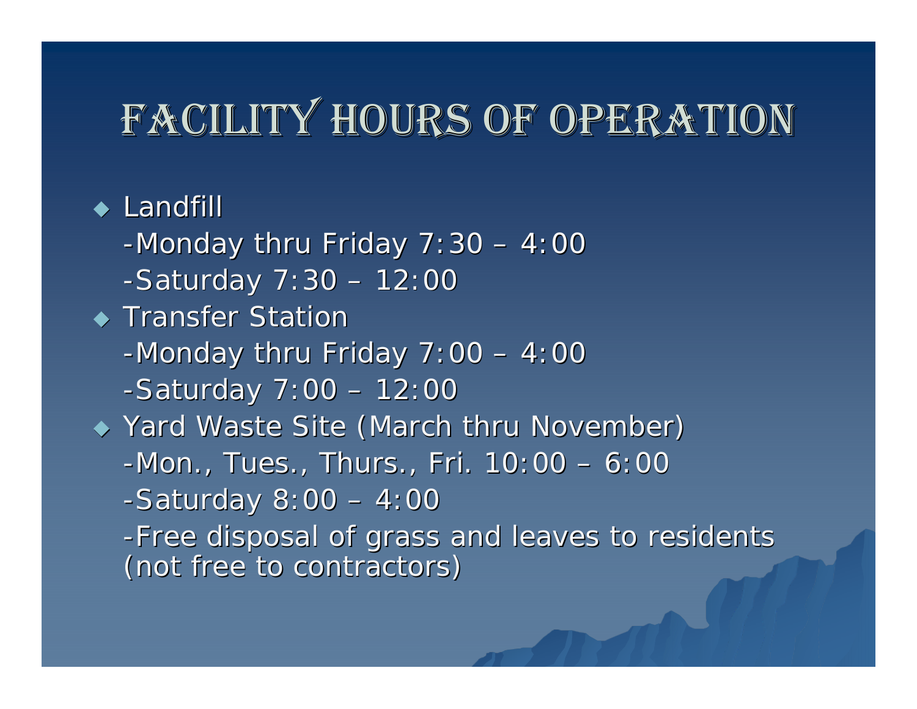# Facility Hours of Operation

- Landfill
  - -Monday thru Friday 7:30 – 4:00
  - -Saturday 7:30 – 12:00
- Transfer Station
  - -Monday thru Friday 7:00 – 4:00
  - -Saturday 7:00 – 12:00
- Yard Waste Site (March thru November)
  - -Mon., Tues., Thurs., Fri. 10:00 – 6:00
  - -Saturday 8:00 – 4:00
  - -Free disposal of grass and leaves to residents (not free to contractors)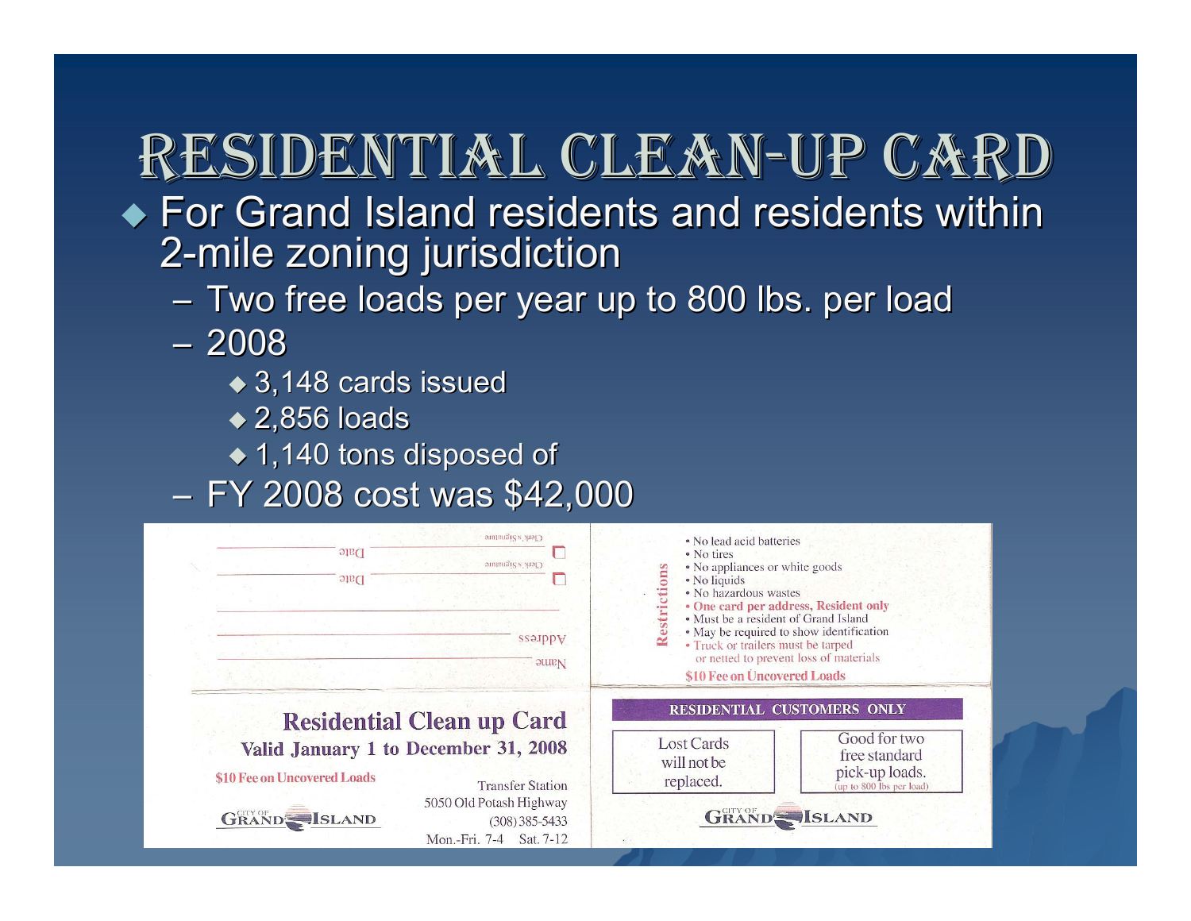# Residential Clean-Up Card

- For Grand Island residents and residents within 2-mile zoning jurisdiction
  - Two free loads per year up to 800 lbs. per load
  - 2008
    - 3,148 cards issued
    - 2,856 loads
    - 1,140 tons disposed of
  - FY 2008 cost was $42,000

Clerk's Signature — Date

Clerk's Signature — Date

Address

Name

**Residential Clean up Card**

**Valid January 1 to December 31, 2008**

$10 Fee on Uncovered Loads

Transfer Station
5050 Old Potash Highway
(308) 385-5433
Mon.-Fri. 7-4 Sat. 7-12

City of Grand Island

**Restrictions**

- No lead acid batteries
- No tires
- No appliances or white goods
- No liquids
- No hazardous wastes
- **One card per address, Resident only**
- Must be a resident of Grand Island
- May be required to show identification
- Truck or trailers must be tarped or netted to prevent loss of materials

**$10 Fee on Uncovered Loads**

**RESIDENTIAL CUSTOMERS ONLY**

Lost Cards will not be replaced.

Good for two free standard pick-up loads. (up to 800 lbs per load)

City of Grand Island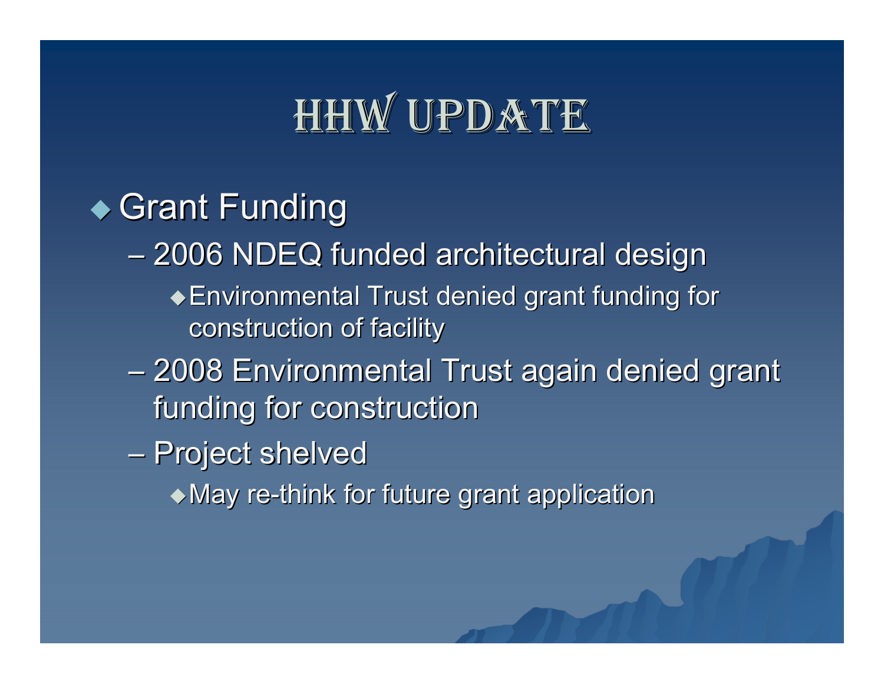# HHW Update

- Grant Funding
  - 2006 NDEQ funded architectural design
    - Environmental Trust denied grant funding for construction of facility
  - 2008 Environmental Trust again denied grant funding for construction
  - Project shelved
    - May re-think for future grant application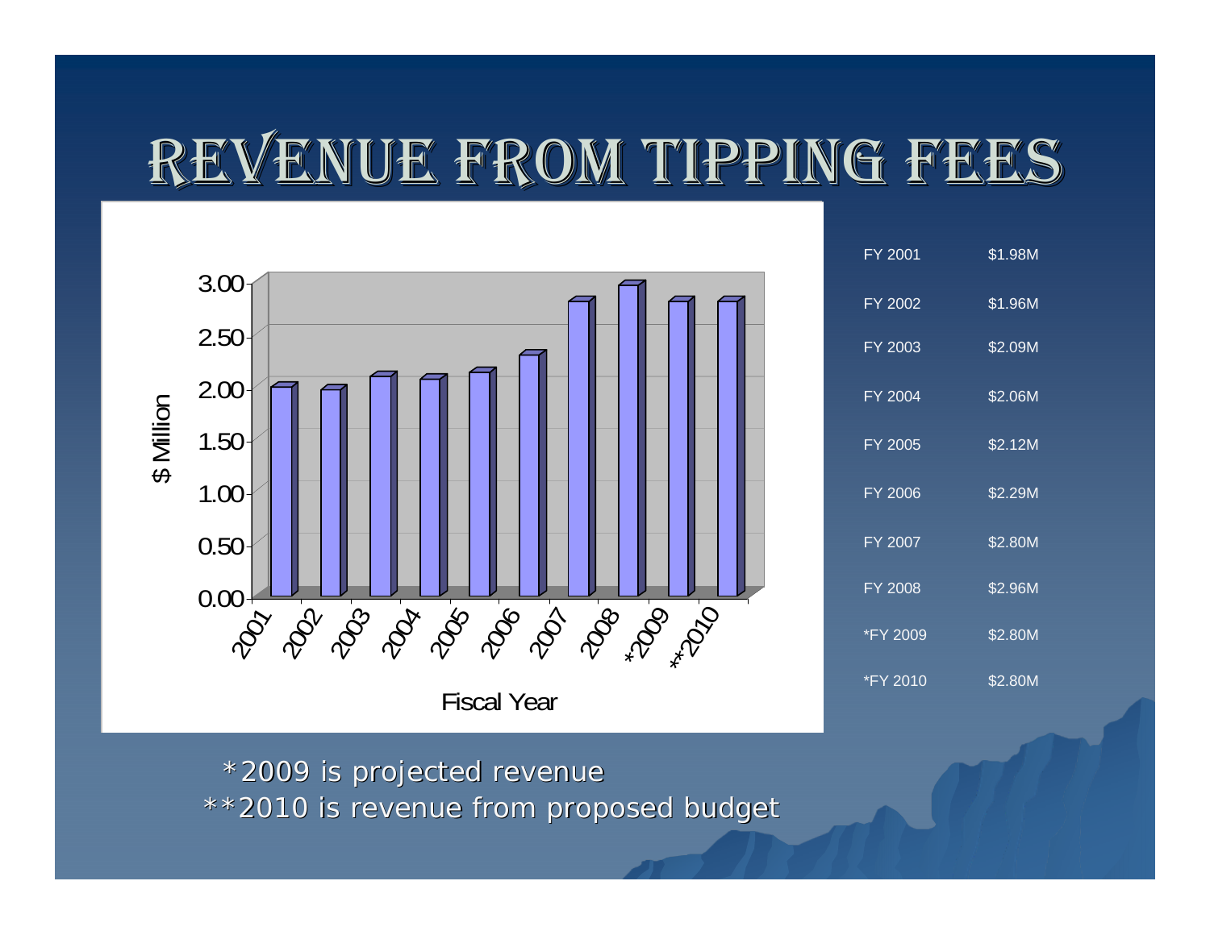# Revenue from Tipping Fees

| | |
|---|---|
| FY 2001 | $1.98M |
| FY 2002 | $1.96M |
| FY 2003 | $2.09M |
| FY 2004 | $2.06M |
| FY 2005 | $2.12M |
| FY 2006 | $2.29M |
| FY 2007 | $2.80M |
| FY 2008 | $2.96M |
| *FY 2009 | $2.80M |
| *FY 2010 | $2.80M |

*2009 is projected revenue
**2010 is revenue from proposed budget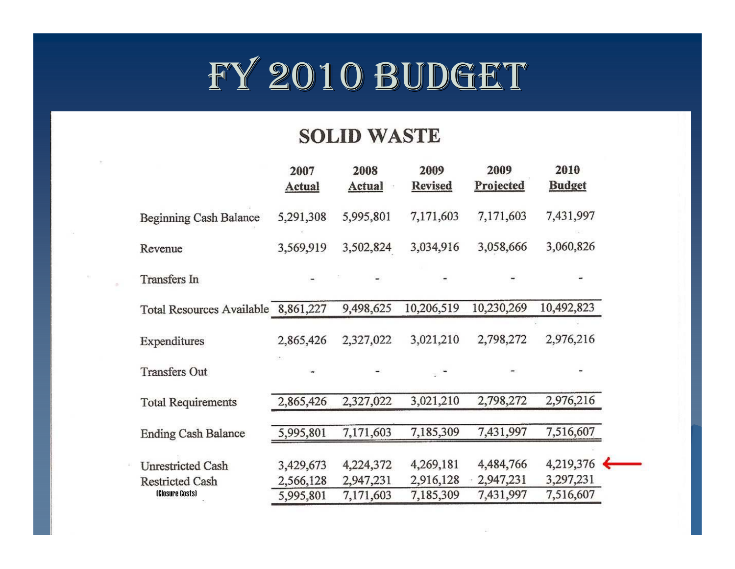# FY 2010 Budget

## SOLID WASTE

| | 2007 Actual | 2008 Actual | 2009 Revised | 2009 Projected | 2010 Budget |
|---|---|---|---|---|---|
| Beginning Cash Balance | 5,291,308 | 5,995,801 | 7,171,603 | 7,171,603 | 7,431,997 |
| Revenue | 3,569,919 | 3,502,824 | 3,034,916 | 3,058,666 | 3,060,826 |
| Transfers In | - | - | - | - | - |
| Total Resources Available | 8,861,227 | 9,498,625 | 10,206,519 | 10,230,269 | 10,492,823 |
| Expenditures | 2,865,426 | 2,327,022 | 3,021,210 | 2,798,272 | 2,976,216 |
| Transfers Out | - | - | - | - | - |
| Total Requirements | 2,865,426 | 2,327,022 | 3,021,210 | 2,798,272 | 2,976,216 |
| Ending Cash Balance | 5,995,801 | 7,171,603 | 7,185,309 | 7,431,997 | 7,516,607 |
| Unrestricted Cash | 3,429,673 | 4,224,372 | 4,269,181 | 4,484,766 | 4,219,376 ← |
| Restricted Cash (Closure Costs) | 2,566,128 | 2,947,231 | 2,916,128 | 2,947,231 | 3,297,231 |
| | 5,995,801 | 7,171,603 | 7,185,309 | 7,431,997 | 7,516,607 |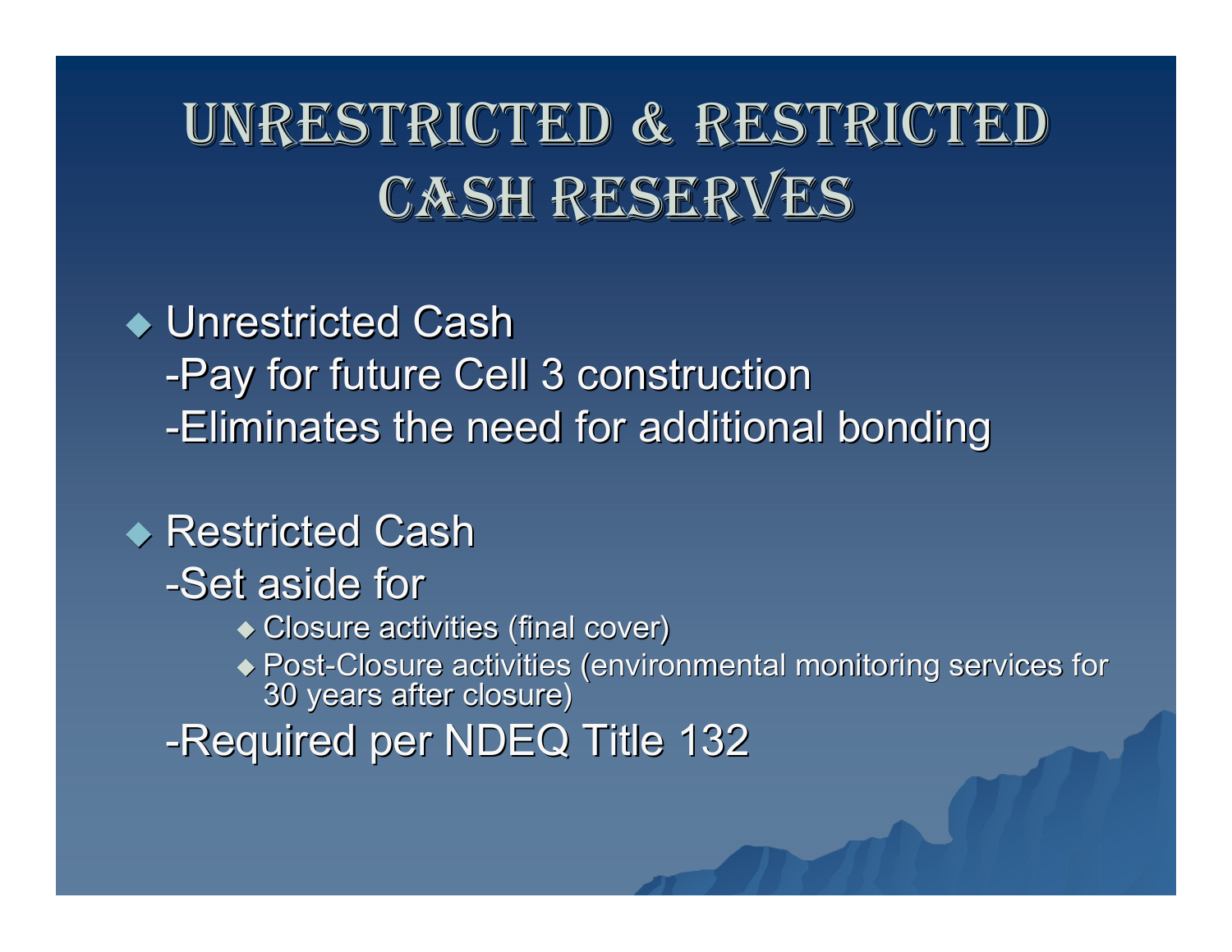# Unrestricted & Restricted Cash Reserves

- Unrestricted Cash
  - -Pay for future Cell 3 construction
  - -Eliminates the need for additional bonding

- Restricted Cash
  - -Set aside for
    - Closure activities (final cover)
    - Post-Closure activities (environmental monitoring services for 30 years after closure)
  - -Required per NDEQ Title 132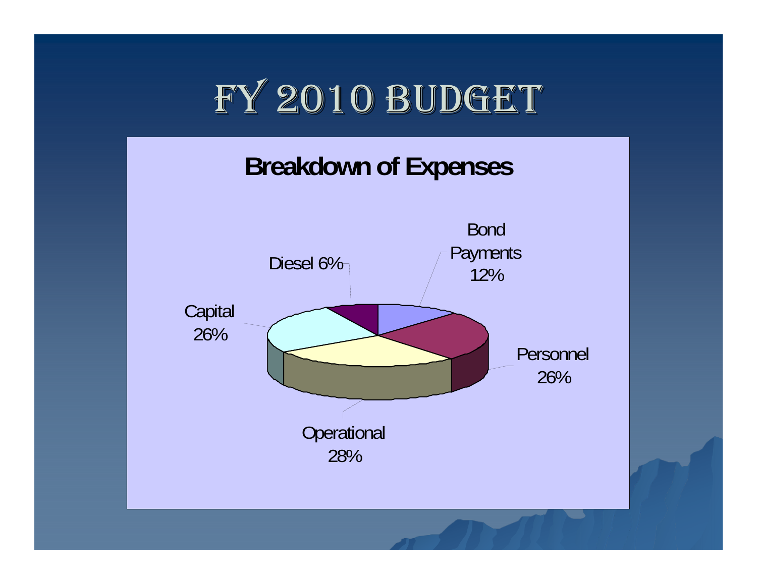# FY 2010 Budget

## Breakdown of Expenses

- Bond Payments 12%
- Personnel 26%
- Operational 28%
- Capital 26%
- Diesel 6%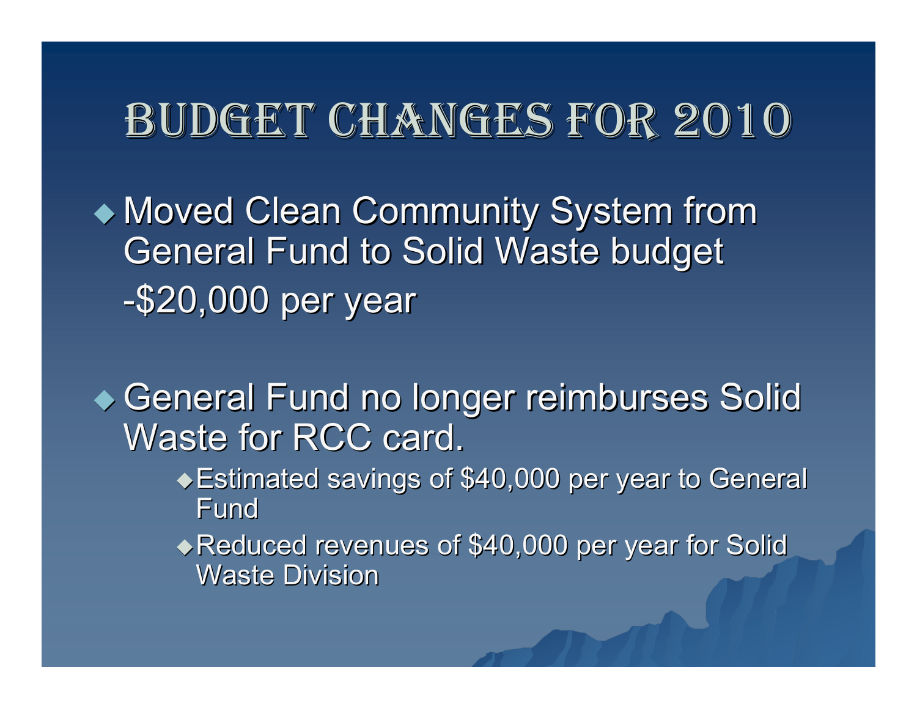# Budget Changes for 2010

- Moved Clean Community System from General Fund to Solid Waste budget
  -$20,000 per year

- General Fund no longer reimburses Solid Waste for RCC card.
  - Estimated savings of $40,000 per year to General Fund
  - Reduced revenues of $40,000 per year for Solid Waste Division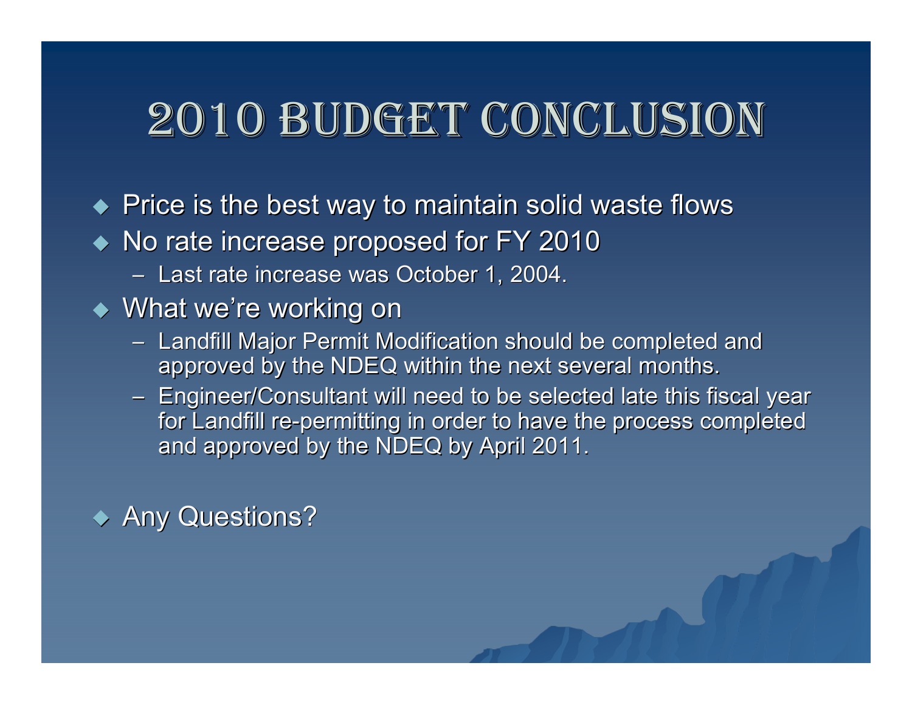# 2010 Budget Conclusion

- Price is the best way to maintain solid waste flows
- No rate increase proposed for FY 2010
  - Last rate increase was October 1, 2004.
- What we're working on
  - Landfill Major Permit Modification should be completed and approved by the NDEQ within the next several months.
  - Engineer/Consultant will need to be selected late this fiscal year for Landfill re-permitting in order to have the process completed and approved by the NDEQ by April 2011.

- Any Questions?